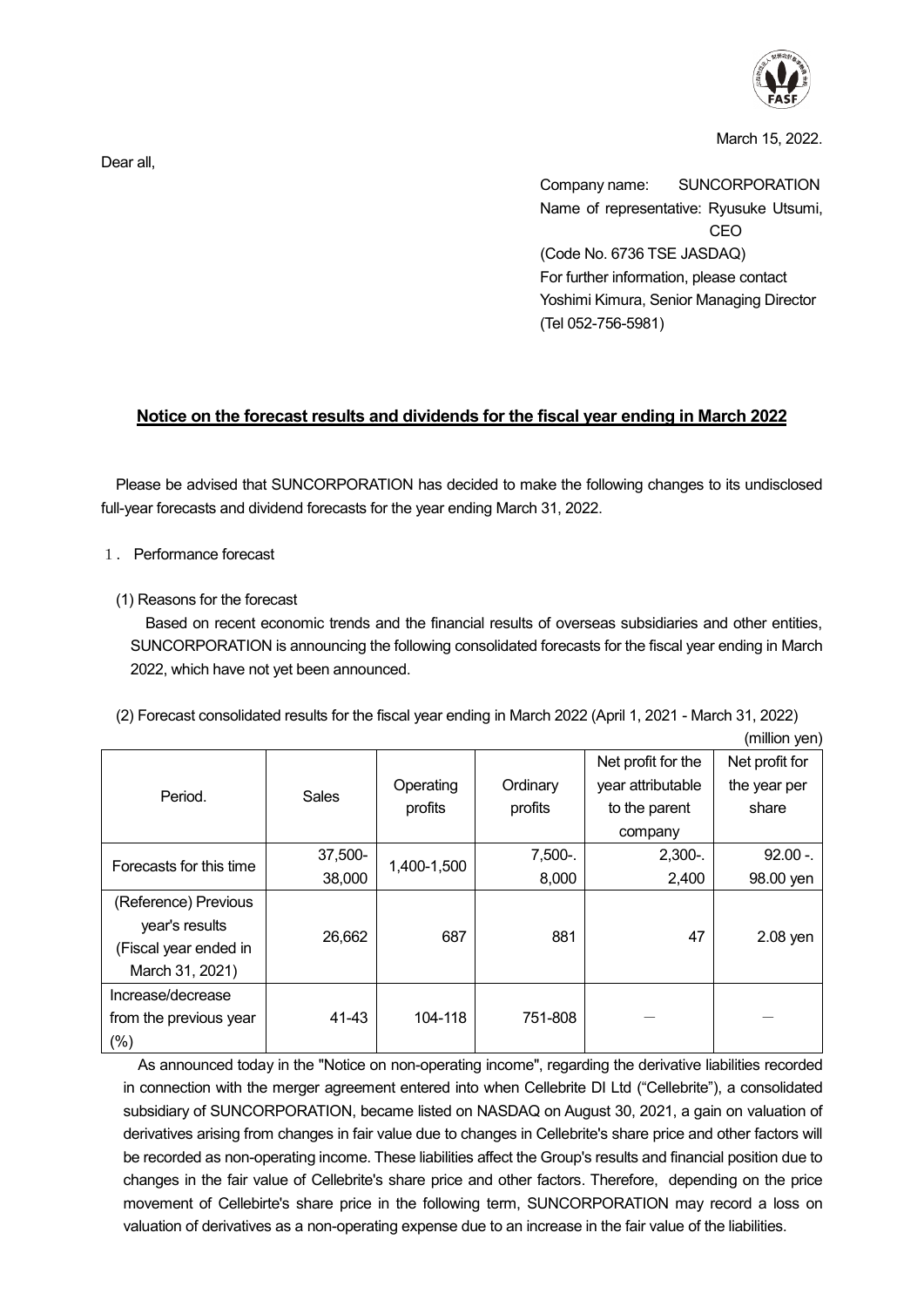March 15, 2022.

Dear all,

Company name: SUNCORPORATION
Name of representative: Ryusuke Utsumi, CEO
(Code No. 6736 TSE JASDAQ)
For further information, please contact
Yoshimi Kimura, Senior Managing Director
(Tel 052-756-5981)

## Notice on the forecast results and dividends for the fiscal year ending in March 2022

Please be advised that SUNCORPORATION has decided to make the following changes to its undisclosed full-year forecasts and dividend forecasts for the year ending March 31, 2022.

1. Performance forecast

(1) Reasons for the forecast

Based on recent economic trends and the financial results of overseas subsidiaries and other entities, SUNCORPORATION is announcing the following consolidated forecasts for the fiscal year ending in March 2022, which have not yet been announced.

(2) Forecast consolidated results for the fiscal year ending in March 2022 (April 1, 2021 - March 31, 2022)

(million yen)

| Period. | Sales | Operating profits | Ordinary profits | Net profit for the year attributable to the parent company | Net profit for the year per share |
|---|---|---|---|---|---|
| Forecasts for this time | 37,500-38,000 | 1,400-1,500 | 7,500-. 8,000 | 2,300-. 2,400 | 92.00 -. 98.00 yen |
| (Reference) Previous year's results (Fiscal year ended in March 31, 2021) | 26,662 | 687 | 881 | 47 | 2.08 yen |
| Increase/decrease from the previous year (%) | 41-43 | 104-118 | 751-808 | — | — |

As announced today in the "Notice on non-operating income", regarding the derivative liabilities recorded in connection with the merger agreement entered into when Cellebrite DI Ltd ("Cellebrite"), a consolidated subsidiary of SUNCORPORATION, became listed on NASDAQ on August 30, 2021, a gain on valuation of derivatives arising from changes in fair value due to changes in Cellebrite's share price and other factors will be recorded as non-operating income. These liabilities affect the Group's results and financial position due to changes in the fair value of Cellebrite's share price and other factors. Therefore, depending on the price movement of Cellebirte's share price in the following term, SUNCORPORATION may record a loss on valuation of derivatives as a non-operating expense due to an increase in the fair value of the liabilities.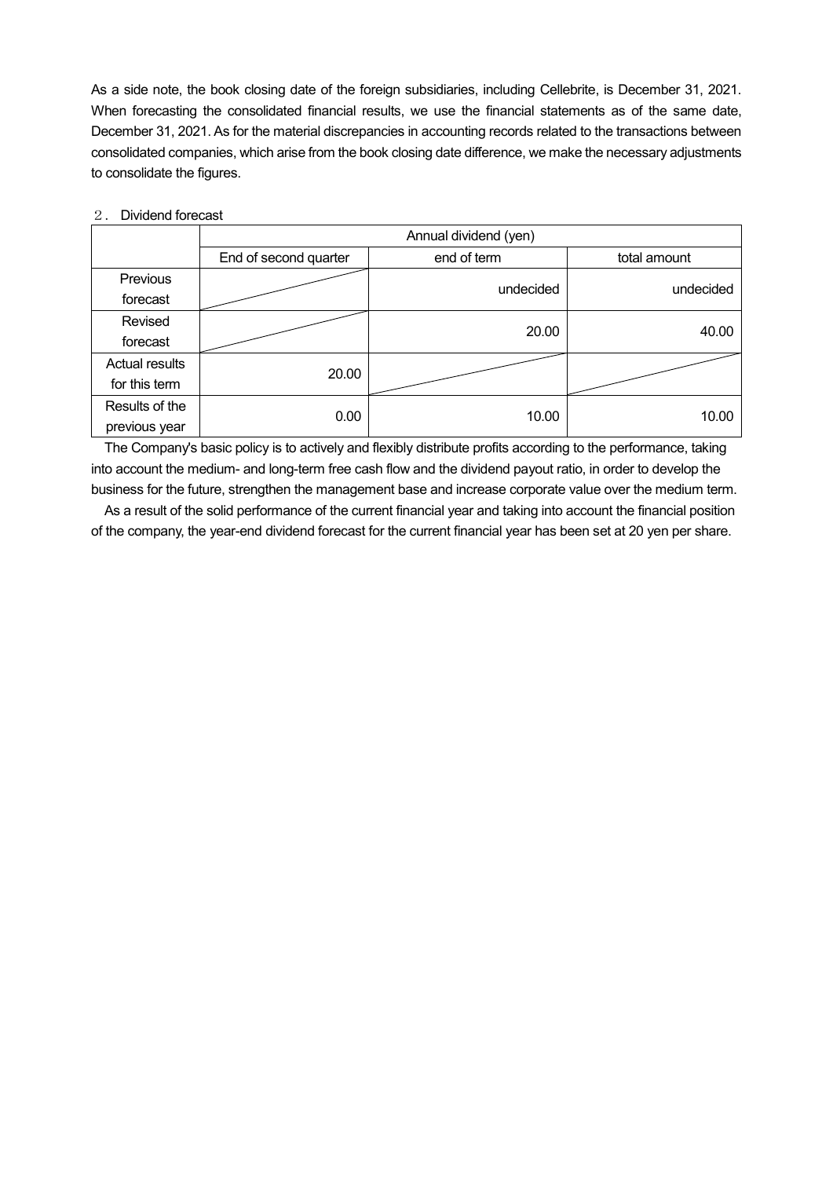As a side note, the book closing date of the foreign subsidiaries, including Cellebrite, is December 31, 2021. When forecasting the consolidated financial results, we use the financial statements as of the same date, December 31, 2021. As for the material discrepancies in accounting records related to the transactions between consolidated companies, which arise from the book closing date difference, we make the necessary adjustments to consolidate the figures.

２． Dividend forecast

| | Annual dividend (yen) | | |
|---|---|---|---|
| | End of second quarter | end of term | total amount |
| Previous forecast | | undecided | undecided |
| Revised forecast | | 20.00 | 40.00 |
| Actual results for this term | 20.00 | | |
| Results of the previous year | 0.00 | 10.00 | 10.00 |

The Company's basic policy is to actively and flexibly distribute profits according to the performance, taking into account the medium- and long-term free cash flow and the dividend payout ratio, in order to develop the business for the future, strengthen the management base and increase corporate value over the medium term.

As a result of the solid performance of the current financial year and taking into account the financial position of the company, the year-end dividend forecast for the current financial year has been set at 20 yen per share.